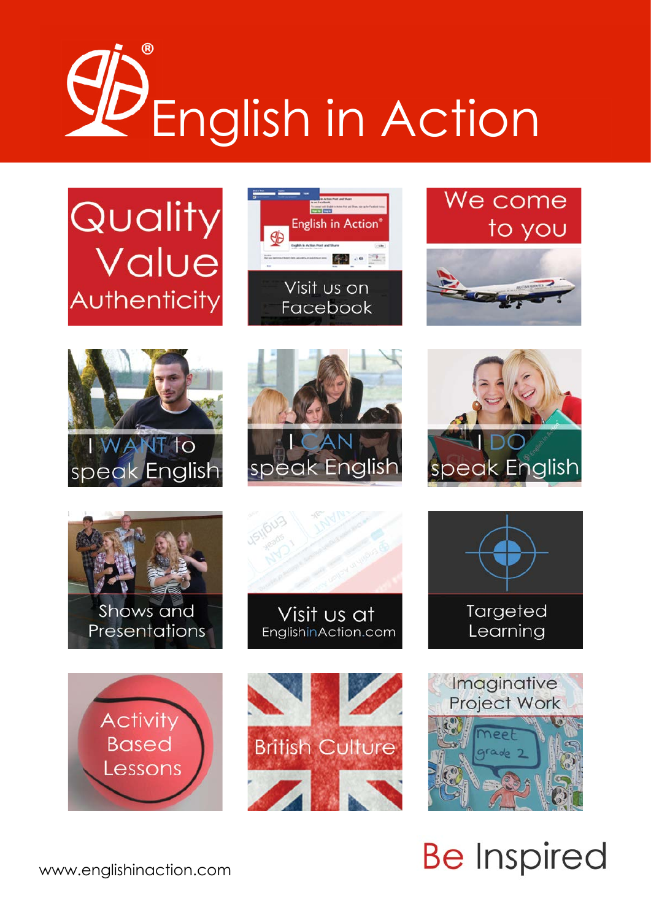# English in Action

Quality Value Authenticity

Visit us on Facebook

We come to you

I WANT to speak English

I CAN speak English

I DO speak English

Shows and Presentations

Visit us at EnglishinAction.com

Targeted Learning

Activity Based Lessons

British Culture

Imaginative Project Work

www.englishinaction.com

Be Inspired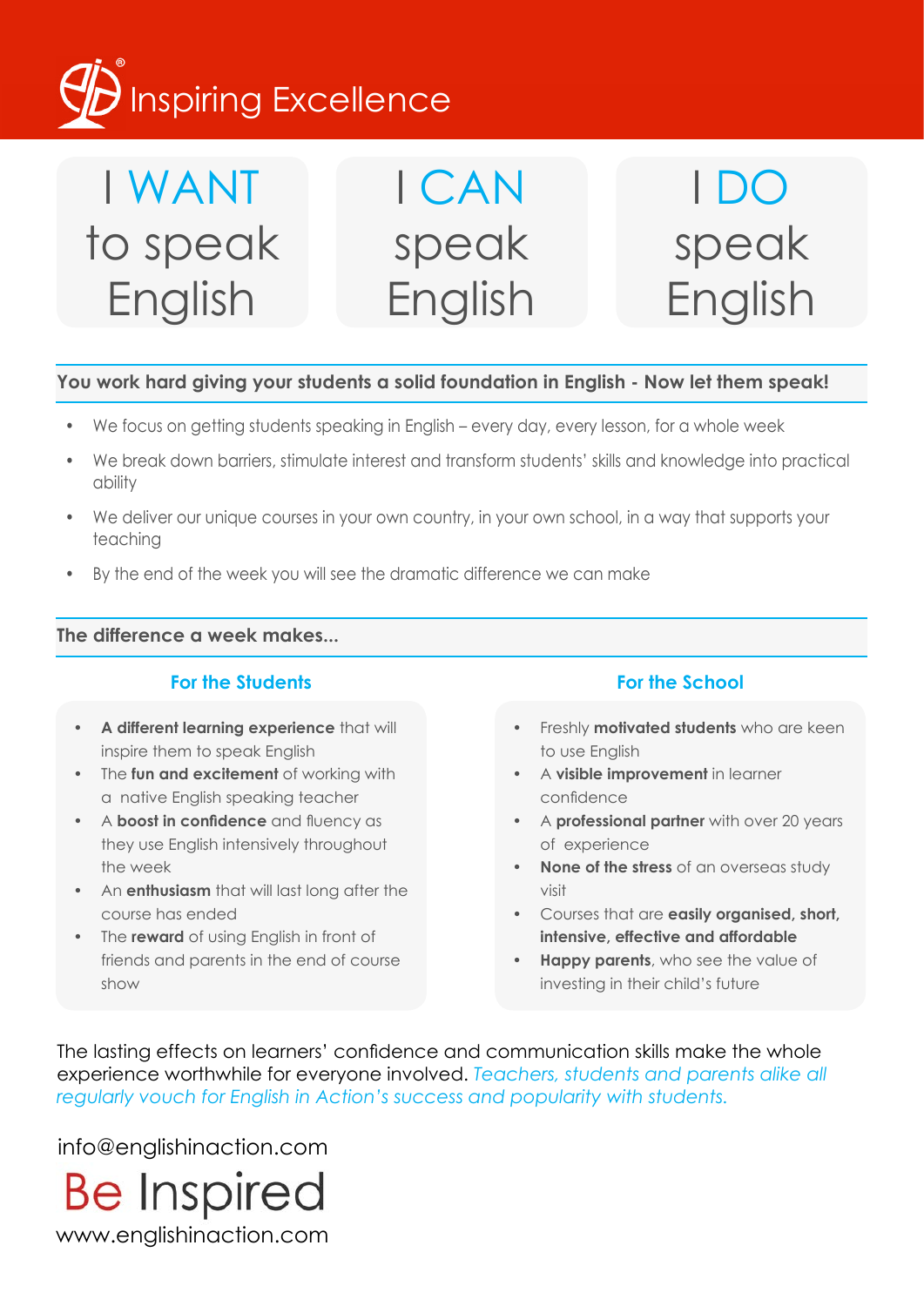# Inspiring Excellence

## I WANT to speak English

## I CAN speak English

## I DO speak English

**You work hard giving your students a solid foundation in English - Now let them speak!**

- We focus on getting students speaking in English – every day, every lesson, for a whole week
- We break down barriers, stimulate interest and transform students' skills and knowledge into practical ability
- We deliver our unique courses in your own country, in your own school, in a way that supports your teaching
- By the end of the week you will see the dramatic difference we can make

**The difference a week makes...**

### For the Students

- **A different learning experience** that will inspire them to speak English
- The **fun and excitement** of working with a native English speaking teacher
- A **boost in confidence** and fluency as they use English intensively throughout the week
- An **enthusiasm** that will last long after the course has ended
- The **reward** of using English in front of friends and parents in the end of course show

### For the School

- Freshly **motivated students** who are keen to use English
- A **visible improvement** in learner confidence
- A **professional partner** with over 20 years of experience
- **None of the stress** of an overseas study visit
- Courses that are **easily organised, short, intensive, effective and affordable**
- **Happy parents**, who see the value of investing in their child's future

The lasting effects on learners' confidence and communication skills make the whole experience worthwhile for everyone involved. *Teachers, students and parents alike all regularly vouch for English in Action's success and popularity with students.*

info@englishinaction.com

**Be Inspired**

www.englishinaction.com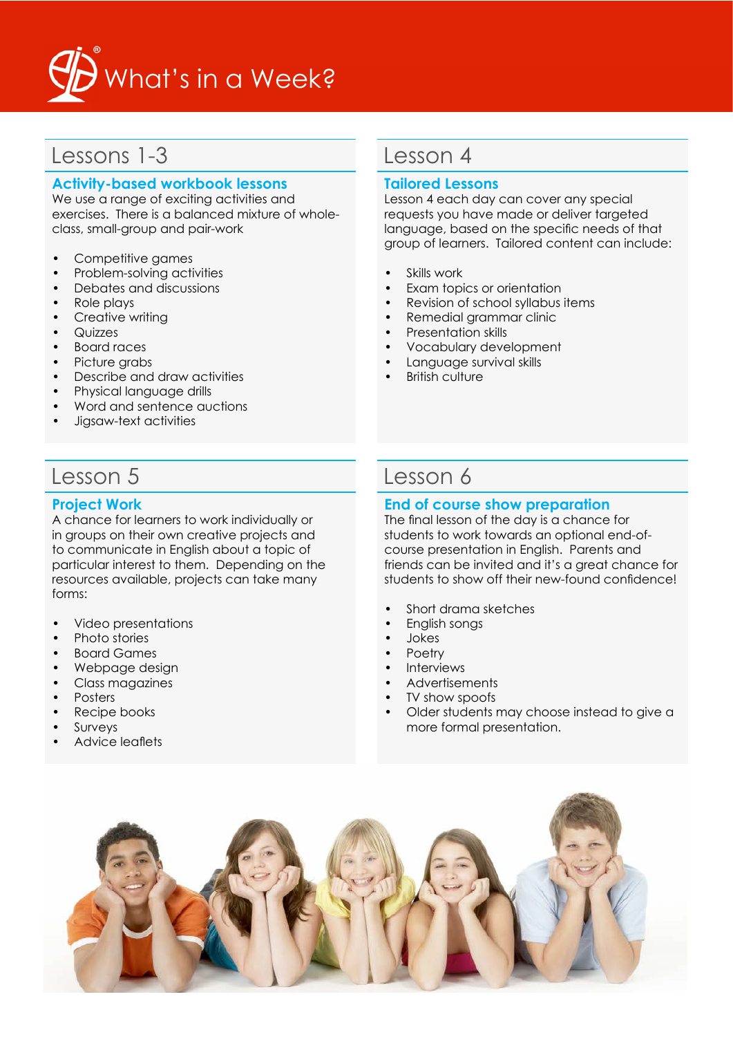# What's in a Week?

## Lessons 1-3

### Activity-based workbook lessons

We use a range of exciting activities and exercises. There is a balanced mixture of whole-class, small-group and pair-work

- Competitive games
- Problem-solving activities
- Debates and discussions
- Role plays
- Creative writing
- Quizzes
- Board races
- Picture grabs
- Describe and draw activities
- Physical language drills
- Word and sentence auctions
- Jigsaw-text activities

## Lesson 4

### Tailored Lessons

Lesson 4 each day can cover any special requests you have made or deliver targeted language, based on the specific needs of that group of learners. Tailored content can include:

- Skills work
- Exam topics or orientation
- Revision of school syllabus items
- Remedial grammar clinic
- Presentation skills
- Vocabulary development
- Language survival skills
- British culture

## Lesson 5

### Project Work

A chance for learners to work individually or in groups on their own creative projects and to communicate in English about a topic of particular interest to them. Depending on the resources available, projects can take many forms:

- Video presentations
- Photo stories
- Board Games
- Webpage design
- Class magazines
- Posters
- Recipe books
- Surveys
- Advice leaflets

## Lesson 6

### End of course show preparation

The final lesson of the day is a chance for students to work towards an optional end-of-course presentation in English. Parents and friends can be invited and it's a great chance for students to show off their new-found confidence!

- Short drama sketches
- English songs
- Jokes
- Poetry
- Interviews
- Advertisements
- TV show spoofs
- Older students may choose instead to give a more formal presentation.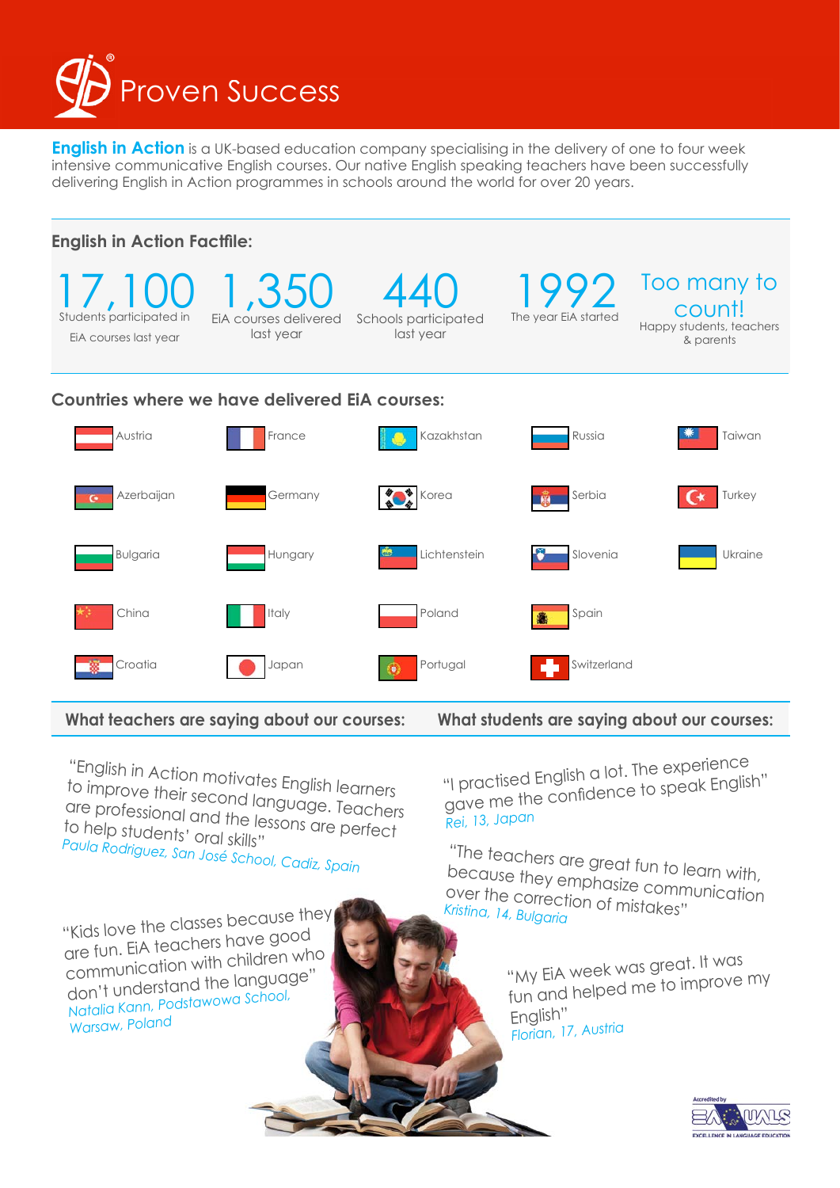# Proven Success

**English in Action** is a UK-based education company specialising in the delivery of one to four week intensive communicative English courses. Our native English speaking teachers have been successfully delivering English in Action programmes in schools around the world for over 20 years.

## English in Action Factfile:

**17,100**
Students participated in EiA courses last year

**1,350**
EiA courses delivered last year

**440**
Schools participated last year

**1992**
The year EiA started

**Too many to count!**
Happy students, teachers & parents

## Countries where we have delivered EiA courses:

| | | | | |
|---|---|---|---|---|
| Austria | France | Kazakhstan | Russia | Taiwan |
| Azerbaijan | Germany | Korea | Serbia | Turkey |
| Bulgaria | Hungary | Lichtenstein | Slovenia | Ukraine |
| China | Italy | Poland | Spain | |
| Croatia | Japan | Portugal | Switzerland | |

## What teachers are saying about our courses:

"English in Action motivates English learners to improve their second language. Teachers are professional and the lessons are perfect to help students' oral skills"
*Paula Rodriguez, San José School, Cadiz, Spain*

"Kids love the classes because they are fun. EiA teachers have good communication with children who don't understand the language"
*Natalia Kann, Podstawowa School, Warsaw, Poland*

## What students are saying about our courses:

"I practised English a lot. The experience gave me the confidence to speak English"
*Rei, 13, Japan*

"The teachers are great fun to learn with, because they emphasize communication over the correction of mistakes"
*Kristina, 14, Bulgaria*

"My EiA week was great. It was fun and helped me to improve my English"
*Florian, 17, Austria*

Accredited by EAQUALS — Excellence in Language Education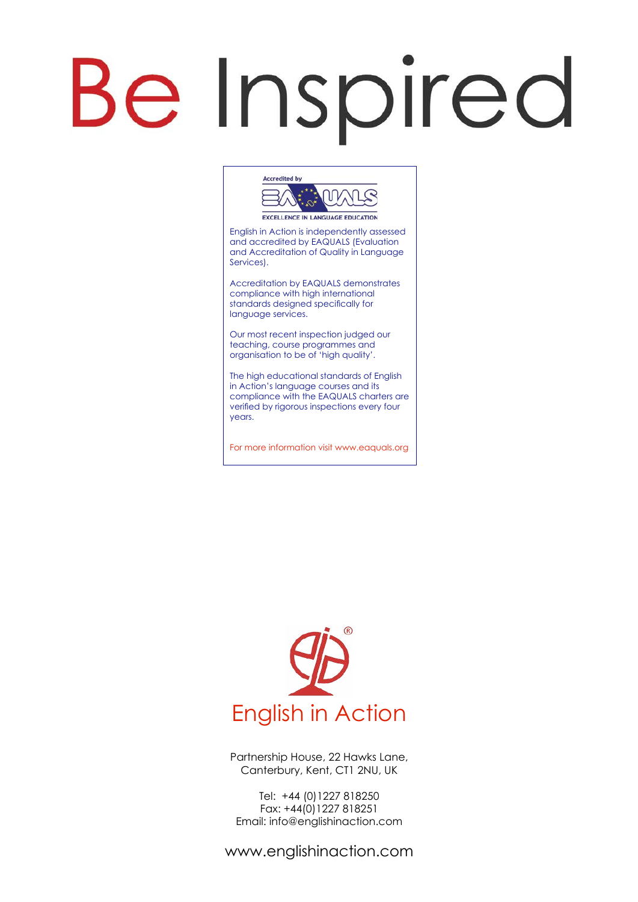# Be Inspired

Accredited by

EAQUALS

EXCELLENCE IN LANGUAGE EDUCATION

English in Action is independently assessed and accredited by EAQUALS (Evaluation and Accreditation of Quality in Language Services).

Accreditation by EAQUALS demonstrates compliance with high international standards designed specifically for language services.

Our most recent inspection judged our teaching, course programmes and organisation to be of 'high quality'.

The high educational standards of English in Action's language courses and its compliance with the EAQUALS charters are verified by rigorous inspections every four years.

For more information visit www.eaquals.org

English in Action

Partnership House, 22 Hawks Lane,
Canterbury, Kent, CT1 2NU, UK

Tel: +44 (0)1227 818250
Fax: +44(0)1227 818251
Email: info@englishinaction.com

www.englishinaction.com